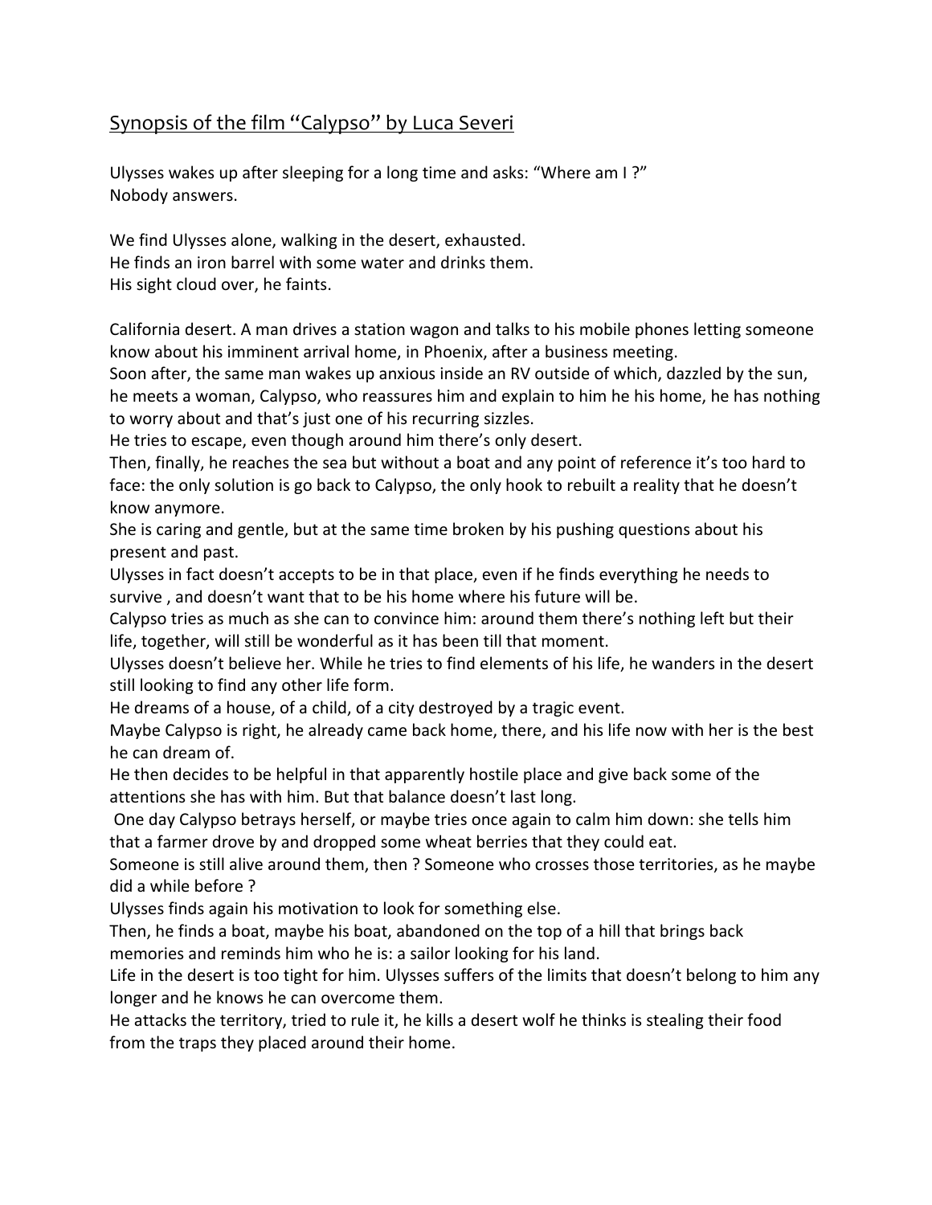## Synopsis of the film "Calypso" by Luca Severi

Ulysses wakes up after sleeping for a long time and asks: "Where am I ?"
Nobody answers.

We find Ulysses alone, walking in the desert, exhausted.
He finds an iron barrel with some water and drinks them.
His sight cloud over, he faints.

California desert. A man drives a station wagon and talks to his mobile phones letting someone know about his imminent arrival home, in Phoenix, after a business meeting.
Soon after, the same man wakes up anxious inside an RV outside of which, dazzled by the sun, he meets a woman, Calypso, who reassures him and explain to him he his home, he has nothing to worry about and that's just one of his recurring sizzles.
He tries to escape, even though around him there's only desert.
Then, finally, he reaches the sea but without a boat and any point of reference it's too hard to face: the only solution is go back to Calypso, the only hook to rebuilt a reality that he doesn't know anymore.
She is caring and gentle, but at the same time broken by his pushing questions about his present and past.
Ulysses in fact doesn't accepts to be in that place, even if he finds everything he needs to survive , and doesn't want that to be his home where his future will be.
Calypso tries as much as she can to convince him: around them there's nothing left but their life, together, will still be wonderful as it has been till that moment.
Ulysses doesn't believe her. While he tries to find elements of his life, he wanders in the desert still looking to find any other life form.
He dreams of a house, of a child, of a city destroyed by a tragic event.
Maybe Calypso is right, he already came back home, there, and his life now with her is the best he can dream of.
He then decides to be helpful in that apparently hostile place and give back some of the attentions she has with him. But that balance doesn't last long.
One day Calypso betrays herself, or maybe tries once again to calm him down: she tells him that a farmer drove by and dropped some wheat berries that they could eat.
Someone is still alive around them, then ? Someone who crosses those territories, as he maybe did a while before ?
Ulysses finds again his motivation to look for something else.
Then, he finds a boat, maybe his boat, abandoned on the top of a hill that brings back memories and reminds him who he is: a sailor looking for his land.
Life in the desert is too tight for him. Ulysses suffers of the limits that doesn't belong to him any longer and he knows he can overcome them.
He attacks the territory, tried to rule it, he kills a desert wolf he thinks is stealing their food from the traps they placed around their home.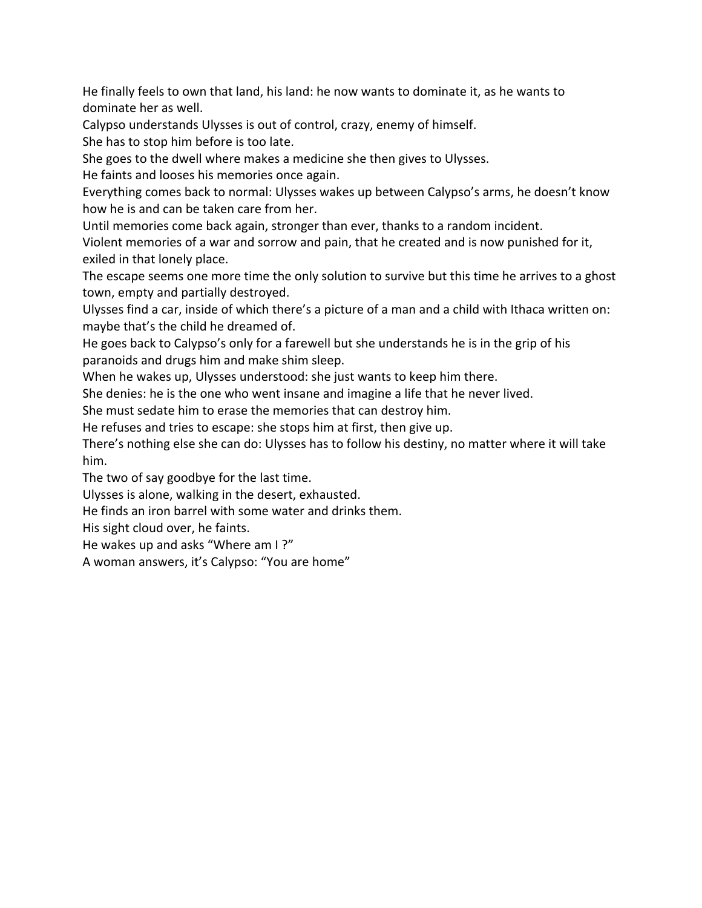He finally feels to own that land, his land: he now wants to dominate it, as he wants to dominate her as well.

Calypso understands Ulysses is out of control, crazy, enemy of himself.

She has to stop him before is too late.

She goes to the dwell where makes a medicine she then gives to Ulysses.

He faints and looses his memories once again.

Everything comes back to normal: Ulysses wakes up between Calypso's arms, he doesn't know how he is and can be taken care from her.

Until memories come back again, stronger than ever, thanks to a random incident.

Violent memories of a war and sorrow and pain, that he created and is now punished for it, exiled in that lonely place.

The escape seems one more time the only solution to survive but this time he arrives to a ghost town, empty and partially destroyed.

Ulysses find a car, inside of which there's a picture of a man and a child with Ithaca written on: maybe that's the child he dreamed of.

He goes back to Calypso's only for a farewell but she understands he is in the grip of his paranoids and drugs him and make shim sleep.

When he wakes up, Ulysses understood: she just wants to keep him there.

She denies: he is the one who went insane and imagine a life that he never lived.

She must sedate him to erase the memories that can destroy him.

He refuses and tries to escape: she stops him at first, then give up.

There's nothing else she can do: Ulysses has to follow his destiny, no matter where it will take him.

The two of say goodbye for the last time.

Ulysses is alone, walking in the desert, exhausted.

He finds an iron barrel with some water and drinks them.

His sight cloud over, he faints.

He wakes up and asks "Where am I ?"

A woman answers, it's Calypso: "You are home"